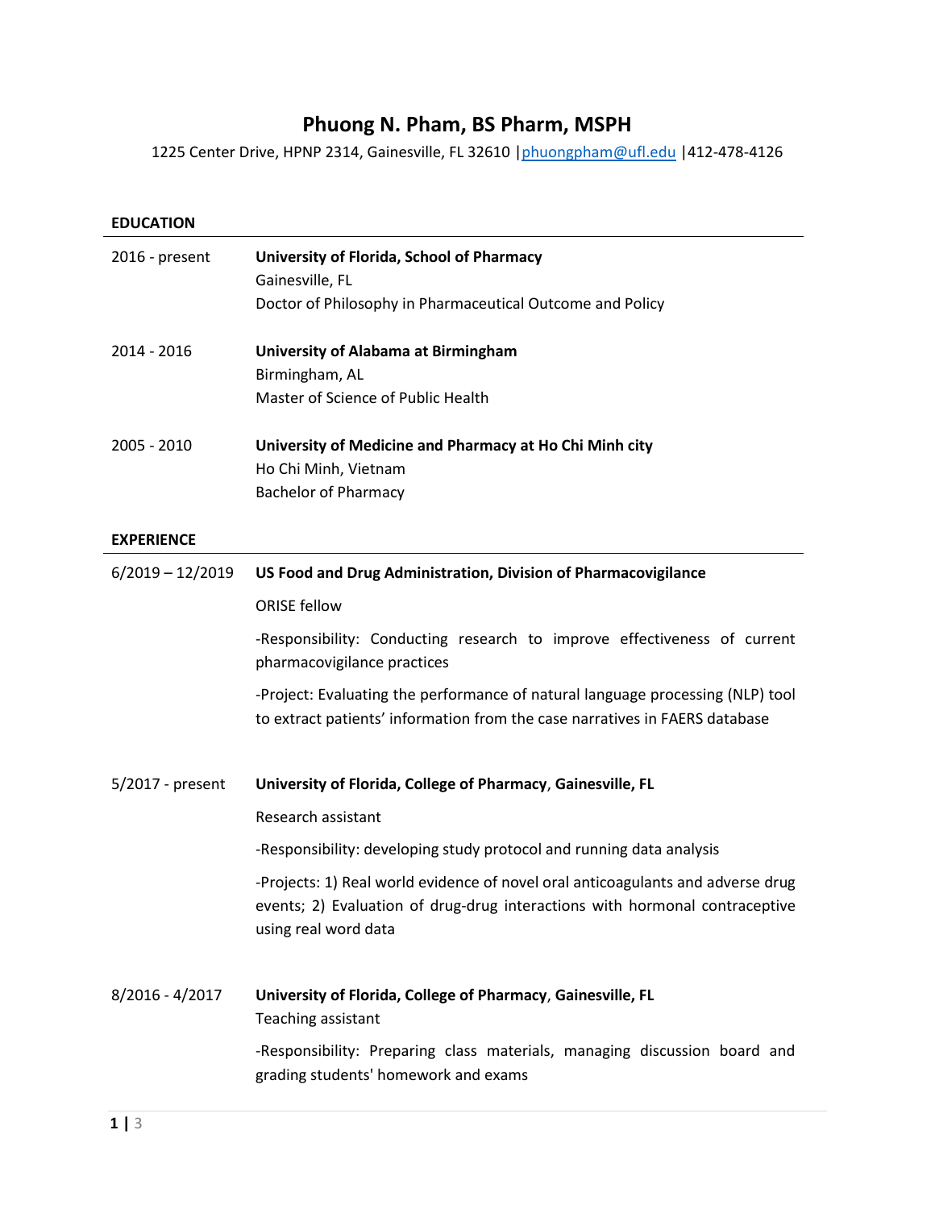# Phuong N. Pham, BS Pharm, MSPH

1225 Center Drive, HPNP 2314, Gainesville, FL 32610 |phuongpham@ufl.edu |412-478-4126

## EDUCATION

2016 - present **University of Florida, School of Pharmacy**
Gainesville, FL
Doctor of Philosophy in Pharmaceutical Outcome and Policy

2014 - 2016 **University of Alabama at Birmingham**
Birmingham, AL
Master of Science of Public Health

2005 - 2010 **University of Medicine and Pharmacy at Ho Chi Minh city**
Ho Chi Minh, Vietnam
Bachelor of Pharmacy

## EXPERIENCE

6/2019 – 12/2019 **US Food and Drug Administration, Division of Pharmacovigilance**

ORISE fellow

-Responsibility: Conducting research to improve effectiveness of current pharmacovigilance practices

-Project: Evaluating the performance of natural language processing (NLP) tool to extract patients' information from the case narratives in FAERS database

5/2017 - present **University of Florida, College of Pharmacy**, **Gainesville, FL**

Research assistant

-Responsibility: developing study protocol and running data analysis

-Projects: 1) Real world evidence of novel oral anticoagulants and adverse drug events; 2) Evaluation of drug-drug interactions with hormonal contraceptive using real word data

8/2016 - 4/2017 **University of Florida, College of Pharmacy**, **Gainesville, FL**
Teaching assistant

-Responsibility: Preparing class materials, managing discussion board and grading students' homework and exams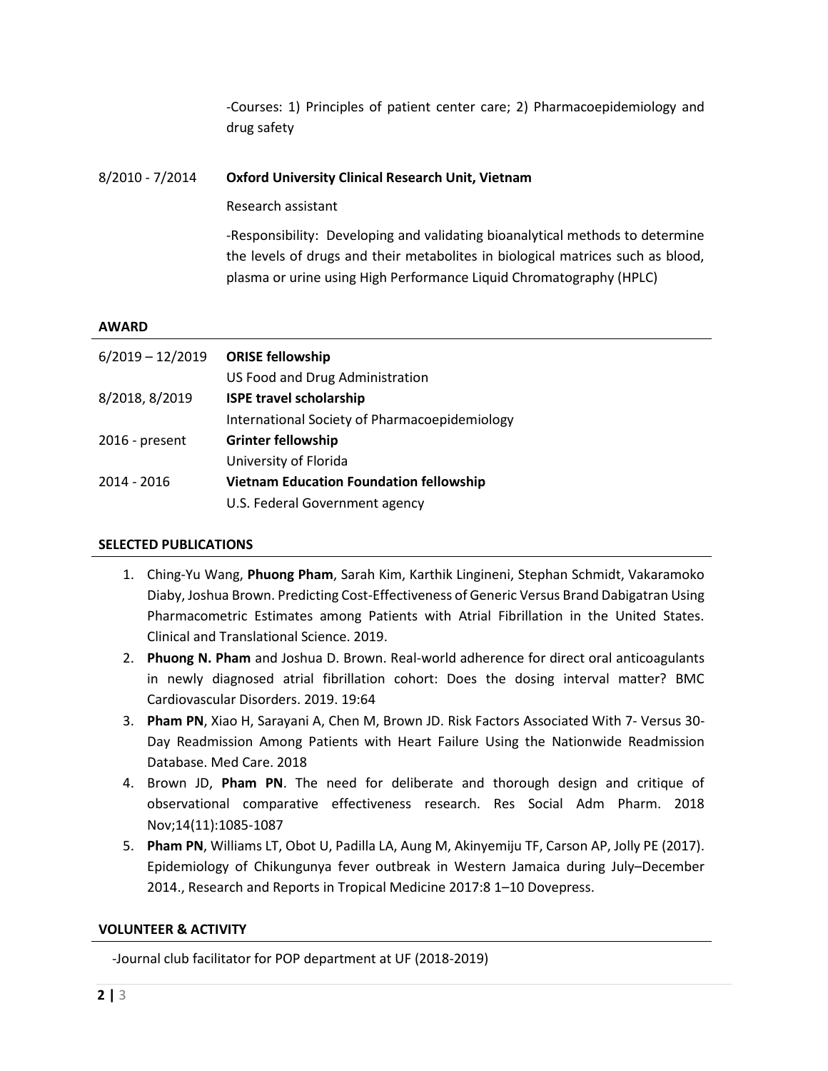-Courses: 1) Principles of patient center care; 2) Pharmacoepidemiology and drug safety

8/2010 - 7/2014 **Oxford University Clinical Research Unit, Vietnam**

Research assistant

-Responsibility: Developing and validating bioanalytical methods to determine the levels of drugs and their metabolites in biological matrices such as blood, plasma or urine using High Performance Liquid Chromatography (HPLC)

## AWARD

| | |
|---|---|
| 6/2019 – 12/2019 | **ORISE fellowship**<br>US Food and Drug Administration |
| 8/2018, 8/2019 | **ISPE travel scholarship**<br>International Society of Pharmacoepidemiology |
| 2016 - present | **Grinter fellowship**<br>University of Florida |
| 2014 - 2016 | **Vietnam Education Foundation fellowship**<br>U.S. Federal Government agency |

## SELECTED PUBLICATIONS

1. Ching-Yu Wang, **Phuong Pham**, Sarah Kim, Karthik Lingineni, Stephan Schmidt, Vakaramoko Diaby, Joshua Brown. Predicting Cost-Effectiveness of Generic Versus Brand Dabigatran Using Pharmacometric Estimates among Patients with Atrial Fibrillation in the United States. Clinical and Translational Science. 2019.
2. **Phuong N. Pham** and Joshua D. Brown. Real-world adherence for direct oral anticoagulants in newly diagnosed atrial fibrillation cohort: Does the dosing interval matter? BMC Cardiovascular Disorders. 2019. 19:64
3. **Pham PN**, Xiao H, Sarayani A, Chen M, Brown JD. Risk Factors Associated With 7- Versus 30-Day Readmission Among Patients with Heart Failure Using the Nationwide Readmission Database. Med Care. 2018
4. Brown JD, **Pham PN**. The need for deliberate and thorough design and critique of observational comparative effectiveness research. Res Social Adm Pharm. 2018 Nov;14(11):1085-1087
5. **Pham PN**, Williams LT, Obot U, Padilla LA, Aung M, Akinyemiju TF, Carson AP, Jolly PE (2017). Epidemiology of Chikungunya fever outbreak in Western Jamaica during July–December 2014., Research and Reports in Tropical Medicine 2017:8 1–10 Dovepress.

## VOLUNTEER & ACTIVITY

-Journal club facilitator for POP department at UF (2018-2019)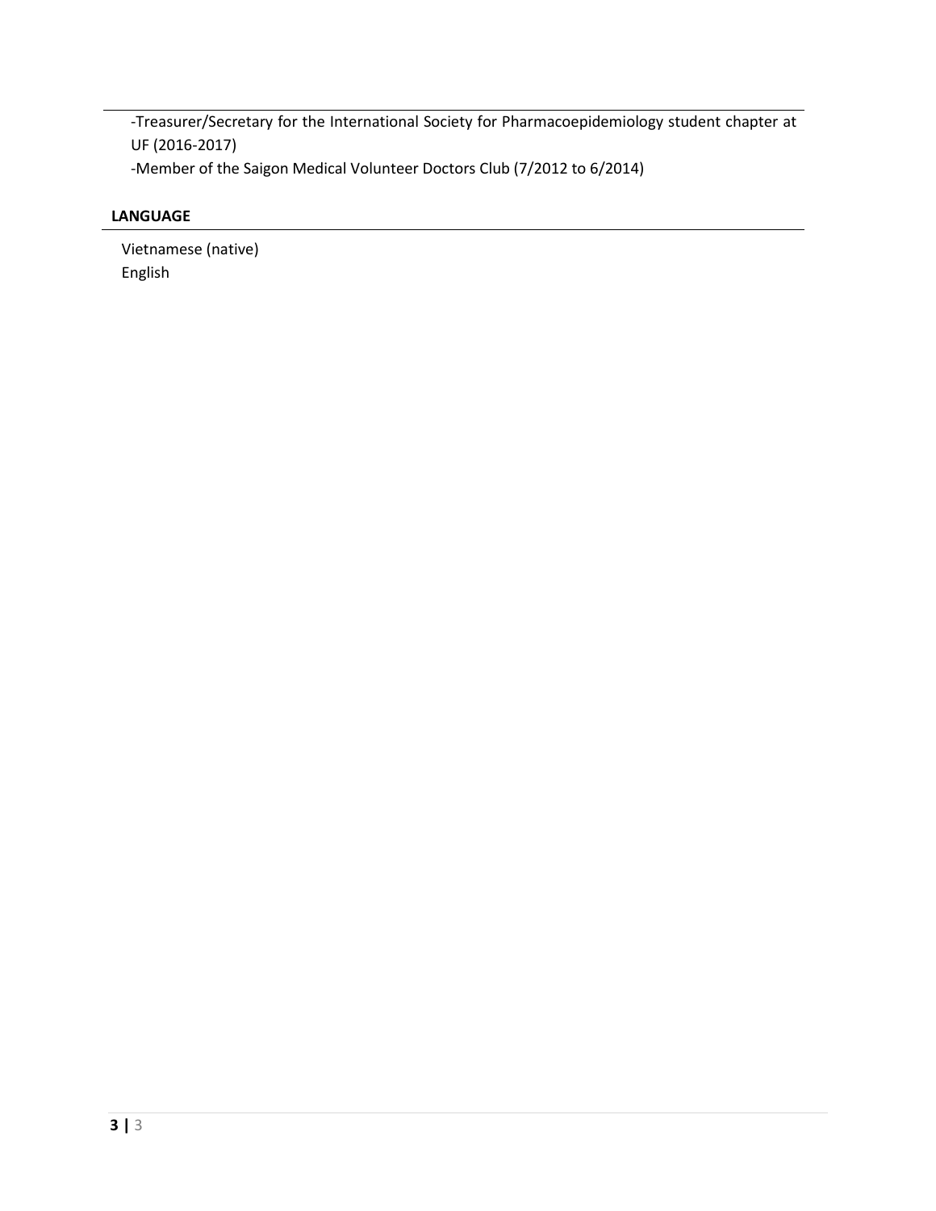-Treasurer/Secretary for the International Society for Pharmacoepidemiology student chapter at UF (2016-2017)

-Member of the Saigon Medical Volunteer Doctors Club (7/2012 to 6/2014)

## LANGUAGE

Vietnamese (native)

English